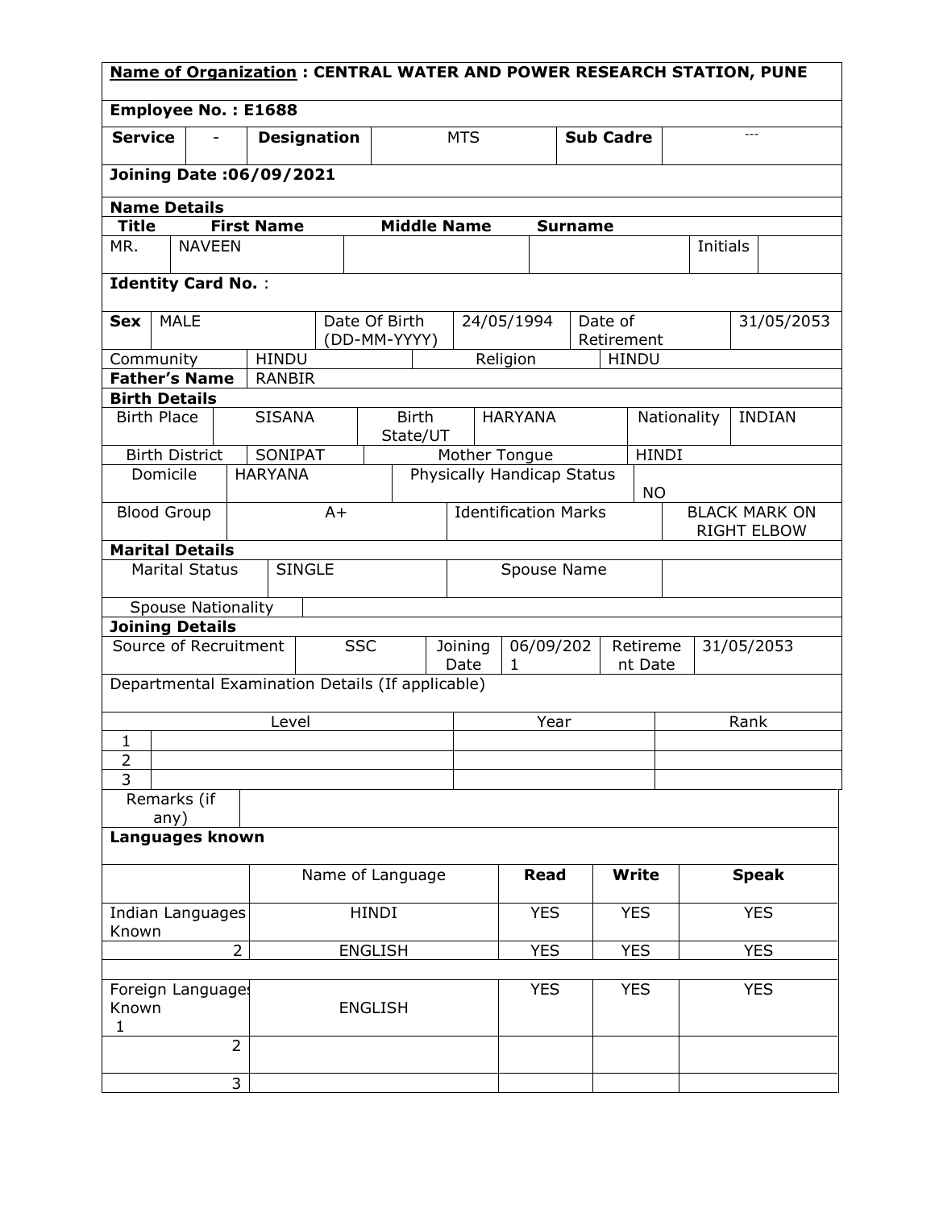**Name of Organization : CENTRAL WATER AND POWER RESEARCH STATION, PUNE**

**Employee No. : E1688**

| **Service** | - | **Designation** | MTS | **Sub Cadre** | --- |
|---|---|---|---|---|---|

**Joining Date :06/09/2021**

**Name Details**

| **Title** | **First Name** | **Middle Name** | **Surname** | | |
|---|---|---|---|---|---|
| MR. | NAVEEN | | | Initials | |

**Identity Card No.** :

| **Sex** | MALE | Date Of Birth (DD-MM-YYYY) | 24/05/1994 | Date of Retirement | 31/05/2053 |
|---|---|---|---|---|---|
| Community | HINDU | Religion | HINDU | | |
| **Father's Name** | RANBIR | | | | |

**Birth Details**

| Birth Place | SISANA | Birth State/UT | HARYANA | Nationality | INDIAN |
|---|---|---|---|---|---|
| Birth District | SONIPAT | Mother Tongue | HINDI | | |
| Domicile | HARYANA | Physically Handicap Status | NO | | |
| Blood Group | A+ | Identification Marks | BLACK MARK ON RIGHT ELBOW | | |

**Marital Details**

| Marital Status | SINGLE | Spouse Name | |
|---|---|---|---|
| Spouse Nationality | | | |

**Joining Details**

| Source of Recruitment | SSC | Joining Date | 06/09/2021 | Retirement Date | 31/05/2053 |
|---|---|---|---|---|---|

Departmental Examination Details (If applicable)

| | Level | Year | Rank |
|---|---|---|---|
| 1 | | | |
| 2 | | | |
| 3 | | | |

| Remarks (if any) | |
|---|---|

**Languages known**

| | Name of Language | **Read** | **Write** | **Speak** |
|---|---|---|---|---|
| Indian Languages Known | HINDI | YES | YES | YES |
| 2 | ENGLISH | YES | YES | YES |
| | | | | |
| Foreign Languages Known 1 | ENGLISH | YES | YES | YES |
| 2 | | | | |
| 3 | | | | |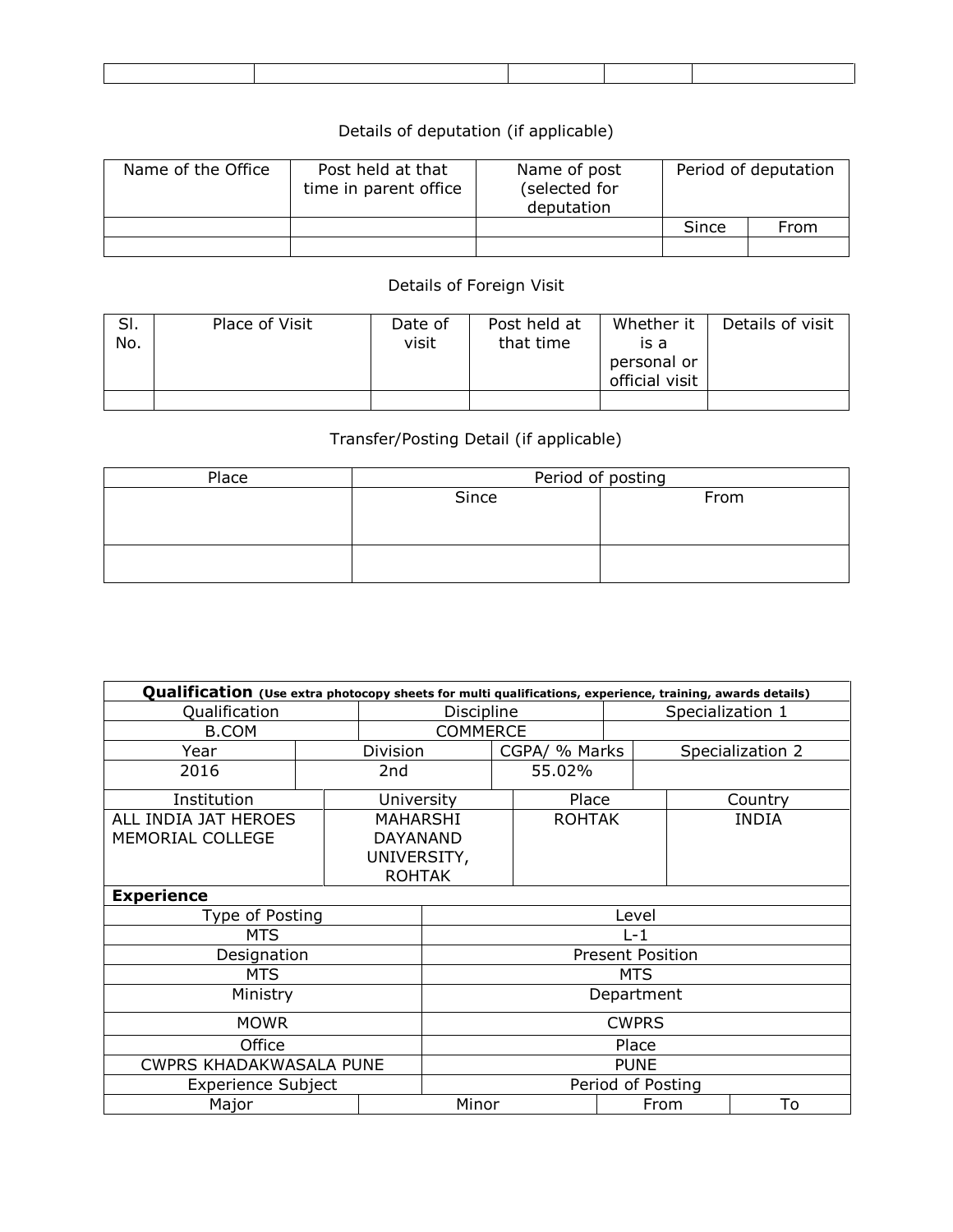| | | | | |
|---|---|---|---|---|
| | | | | |

Details of deputation (if applicable)

| Name of the Office | Post held at that time in parent office | Name of post (selected for deputation | Period of deputation | |
|---|---|---|---|---|
| | | | Since | From |
| | | | | |

Details of Foreign Visit

| Sl. No. | Place of Visit | Date of visit | Post held at that time | Whether it is a personal or official visit | Details of visit |
|---|---|---|---|---|---|
| | | | | | |

Transfer/Posting Detail (if applicable)

| Place | Period of posting | |
|---|---|---|
| | Since | From |
| | | |

| **Qualification** (Use extra photocopy sheets for multi qualifications, experience, training, awards details) | | | |
|---|---|---|---|
| Qualification | Discipline | Specialization 1 | |
| B.COM | COMMERCE | | |
| Year | Division | CGPA/ % Marks | Specialization 2 |
| 2016 | 2nd | 55.02% | |
| Institution | University | Place | Country |
| ALL INDIA JAT HEROES MEMORIAL COLLEGE | MAHARSHI DAYANAND UNIVERSITY, ROHTAK | ROHTAK | INDIA |
| **Experience** | | | |
| Type of Posting | Level | | |
| MTS | L-1 | | |
| Designation | Present Position | | |
| MTS | MTS | | |
| Ministry | Department | | |
| MOWR | CWPRS | | |
| Office | Place | | |
| CWPRS KHADAKWASALA PUNE | PUNE | | |
| Experience Subject | | Period of Posting | |
| Major | Minor | From | To |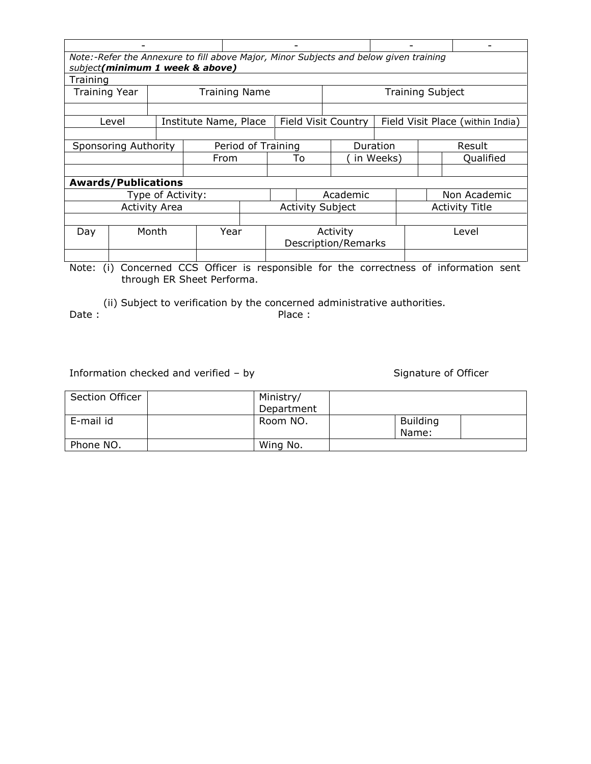| - | - | - | - |
|---|---|---|---|

*Note:-Refer the Annexure to fill above Major, Minor Subjects and below given training subject**(minimum 1 week & above)***

Training

| Training Year | Training Name | Training Subject |
|---|---|---|
| | | |

| Level | Institute Name, Place | Field Visit Country | Field Visit Place (within India) |
|---|---|---|---|
| | | | |

| Sponsoring Authority | Period of Training | | Duration | Result | |
|---|---|---|---|---|---|
| | From | To | ( in Weeks) | | Qualified |
| | | | | | |

**Awards/Publications**

| Type of Activity: | | Academic | | Non Academic |
|---|---|---|---|---|

| Activity Area | Activity Subject | Activity Title |
|---|---|---|
| | | |

| Day | Month | Year | Activity Description/Remarks | Level |
|---|---|---|---|---|
| | | | | |

Note: (i) Concerned CCS Officer is responsible for the correctness of information sent through ER Sheet Performa.

(ii) Subject to verification by the concerned administrative authorities.

Date : Place :

Information checked and verified – by Signature of Officer

| Section Officer | | Ministry/ Department | | | |
|---|---|---|---|---|---|
| E-mail id | | Room NO. | | Building Name: | |
| Phone NO. | | Wing No. | | | |